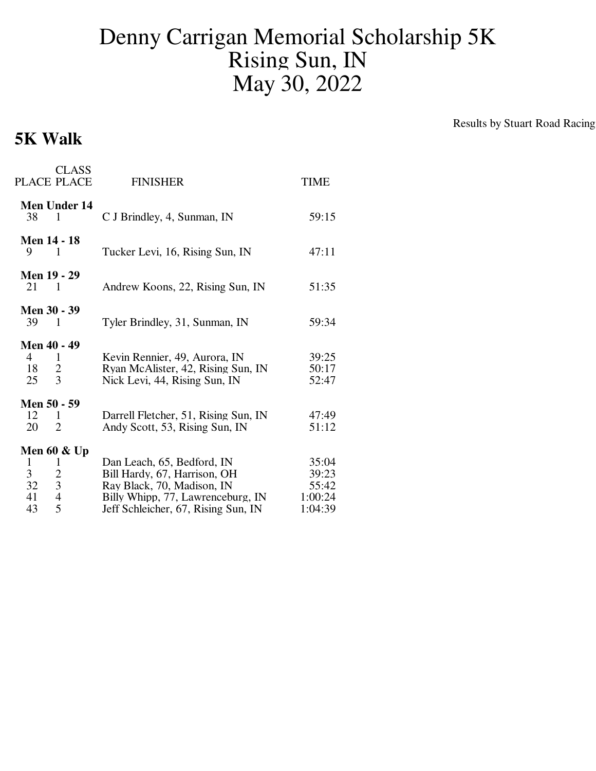# Denny Carrigan Memorial Scholarship 5K
# Rising Sun, IN
# May 30, 2022

Results by Stuart Road Racing

## 5K Walk

| PLACE | CLASS PLACE | FINISHER | TIME |
|---|---|---|---|
| **Men Under 14** | | | |
| 38 | 1 | C J Brindley, 4, Sunman, IN | 59:15 |
| **Men 14 - 18** | | | |
| 9 | 1 | Tucker Levi, 16, Rising Sun, IN | 47:11 |
| **Men 19 - 29** | | | |
| 21 | 1 | Andrew Koons, 22, Rising Sun, IN | 51:35 |
| **Men 30 - 39** | | | |
| 39 | 1 | Tyler Brindley, 31, Sunman, IN | 59:34 |
| **Men 40 - 49** | | | |
| 4 | 1 | Kevin Rennier, 49, Aurora, IN | 39:25 |
| 18 | 2 | Ryan McAlister, 42, Rising Sun, IN | 50:17 |
| 25 | 3 | Nick Levi, 44, Rising Sun, IN | 52:47 |
| **Men 50 - 59** | | | |
| 12 | 1 | Darrell Fletcher, 51, Rising Sun, IN | 47:49 |
| 20 | 2 | Andy Scott, 53, Rising Sun, IN | 51:12 |
| **Men 60 & Up** | | | |
| 1 | 1 | Dan Leach, 65, Bedford, IN | 35:04 |
| 3 | 2 | Bill Hardy, 67, Harrison, OH | 39:23 |
| 32 | 3 | Ray Black, 70, Madison, IN | 55:42 |
| 41 | 4 | Billy Whipp, 77, Lawrenceburg, IN | 1:00:24 |
| 43 | 5 | Jeff Schleicher, 67, Rising Sun, IN | 1:04:39 |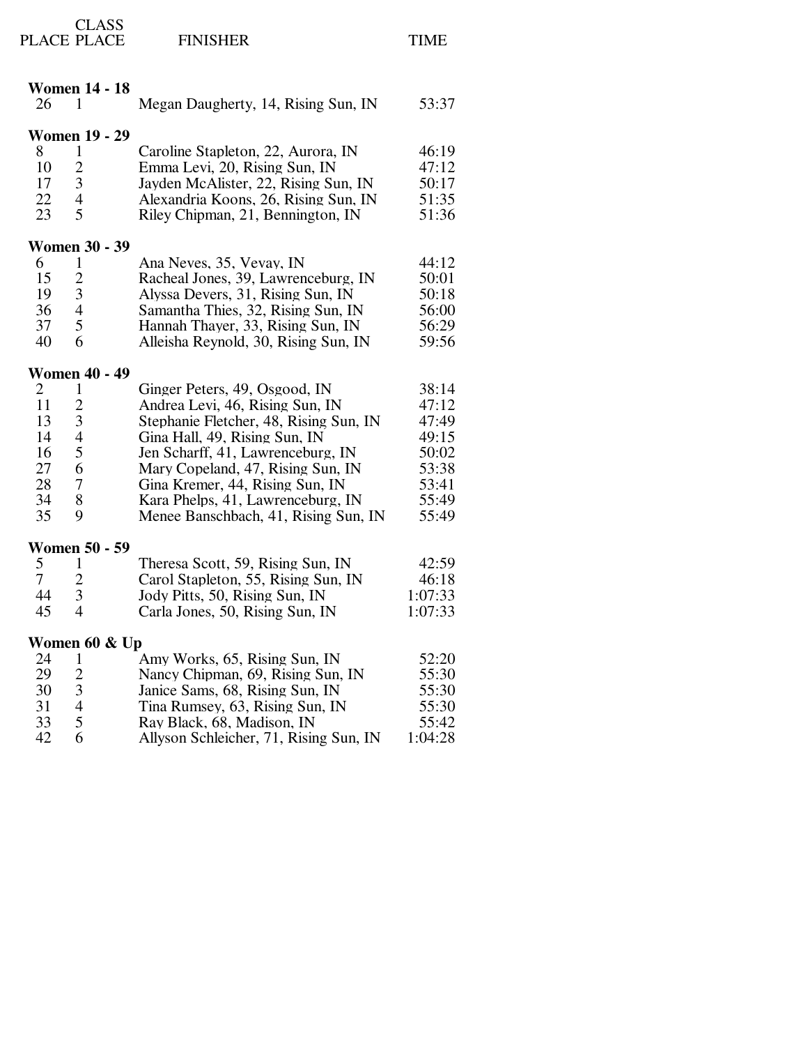| PLACE | CLASS PLACE | FINISHER | TIME |
|---|---|---|---|
| **Women 14 - 18** | | | |
| 26 | 1 | Megan Daugherty, 14, Rising Sun, IN | 53:37 |
| **Women 19 - 29** | | | |
| 8 | 1 | Caroline Stapleton, 22, Aurora, IN | 46:19 |
| 10 | 2 | Emma Levi, 20, Rising Sun, IN | 47:12 |
| 17 | 3 | Jayden McAlister, 22, Rising Sun, IN | 50:17 |
| 22 | 4 | Alexandria Koons, 26, Rising Sun, IN | 51:35 |
| 23 | 5 | Riley Chipman, 21, Bennington, IN | 51:36 |
| **Women 30 - 39** | | | |
| 6 | 1 | Ana Neves, 35, Vevay, IN | 44:12 |
| 15 | 2 | Racheal Jones, 39, Lawrenceburg, IN | 50:01 |
| 19 | 3 | Alyssa Devers, 31, Rising Sun, IN | 50:18 |
| 36 | 4 | Samantha Thies, 32, Rising Sun, IN | 56:00 |
| 37 | 5 | Hannah Thayer, 33, Rising Sun, IN | 56:29 |
| 40 | 6 | Alleisha Reynold, 30, Rising Sun, IN | 59:56 |
| **Women 40 - 49** | | | |
| 2 | 1 | Ginger Peters, 49, Osgood, IN | 38:14 |
| 11 | 2 | Andrea Levi, 46, Rising Sun, IN | 47:12 |
| 13 | 3 | Stephanie Fletcher, 48, Rising Sun, IN | 47:49 |
| 14 | 4 | Gina Hall, 49, Rising Sun, IN | 49:15 |
| 16 | 5 | Jen Scharff, 41, Lawrenceburg, IN | 50:02 |
| 27 | 6 | Mary Copeland, 47, Rising Sun, IN | 53:38 |
| 28 | 7 | Gina Kremer, 44, Rising Sun, IN | 53:41 |
| 34 | 8 | Kara Phelps, 41, Lawrenceburg, IN | 55:49 |
| 35 | 9 | Menee Banschbach, 41, Rising Sun, IN | 55:49 |
| **Women 50 - 59** | | | |
| 5 | 1 | Theresa Scott, 59, Rising Sun, IN | 42:59 |
| 7 | 2 | Carol Stapleton, 55, Rising Sun, IN | 46:18 |
| 44 | 3 | Jody Pitts, 50, Rising Sun, IN | 1:07:33 |
| 45 | 4 | Carla Jones, 50, Rising Sun, IN | 1:07:33 |
| **Women 60 & Up** | | | |
| 24 | 1 | Amy Works, 65, Rising Sun, IN | 52:20 |
| 29 | 2 | Nancy Chipman, 69, Rising Sun, IN | 55:30 |
| 30 | 3 | Janice Sams, 68, Rising Sun, IN | 55:30 |
| 31 | 4 | Tina Rumsey, 63, Rising Sun, IN | 55:30 |
| 33 | 5 | Ray Black, 68, Madison, IN | 55:42 |
| 42 | 6 | Allyson Schleicher, 71, Rising Sun, IN | 1:04:28 |